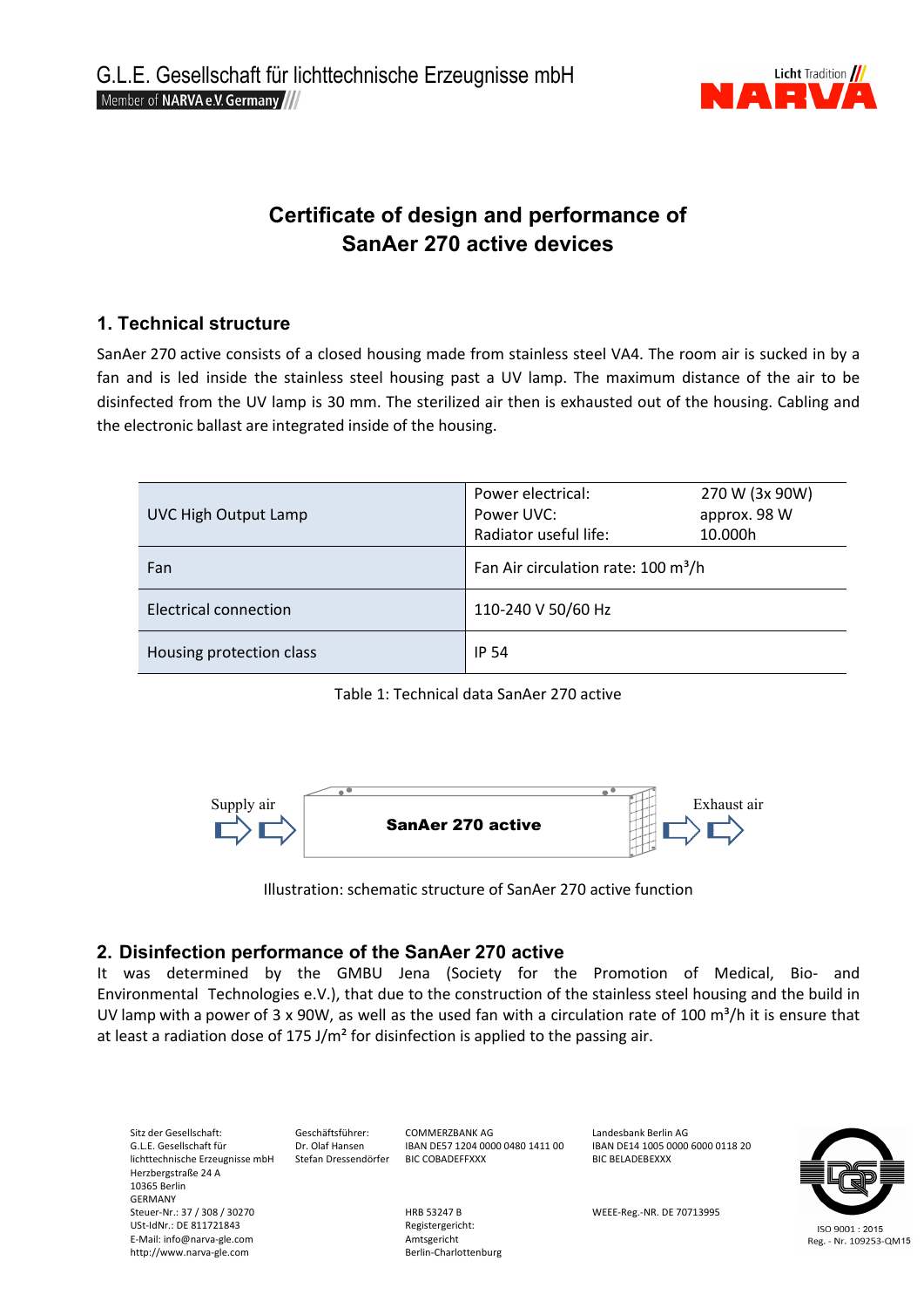G.L.E. Gesellschaft für lichttechnische Erzeugnisse mbH
Member of NARVA e.V. Germany

# Certificate of design and performance of SanAer 270 active devices

## 1. Technical structure

SanAer 270 active consists of a closed housing made from stainless steel VA4. The room air is sucked in by a fan and is led inside the stainless steel housing past a UV lamp. The maximum distance of the air to be disinfected from the UV lamp is 30 mm. The sterilized air then is exhausted out of the housing. Cabling and the electronic ballast are integrated inside of the housing.

| | | |
|---|---|---|
| UVC High Output Lamp | Power electrical:<br>Power UVC:<br>Radiator useful life: | 270 W (3x 90W)<br>approx. 98 W<br>10.000h |
| Fan | Fan Air circulation rate: 100 m³/h | |
| Electrical connection | 110-240 V 50/60 Hz | |
| Housing protection class | IP 54 | |

Table 1: Technical data SanAer 270 active

Supply air → **SanAer 270 active** → Exhaust air

Illustration: schematic structure of SanAer 270 active function

## 2. Disinfection performance of the SanAer 270 active

It was determined by the GMBU Jena (Society for the Promotion of Medical, Bio- and Environmental Technologies e.V.), that due to the construction of the stainless steel housing and the build in UV lamp with a power of 3 x 90W, as well as the used fan with a circulation rate of 100 m³/h it is ensure that at least a radiation dose of 175 J/m² for disinfection is applied to the passing air.

Sitz der Gesellschaft:
G.L.E. Gesellschaft für lichttechnische Erzeugnisse mbH
Herzbergstraße 24 A
10365 Berlin
GERMANY
Steuer-Nr.: 37 / 308 / 30270
USt-IdNr.: DE 811721843
E-Mail: info@narva-gle.com
http://www.narva-gle.com

Geschäftsführer:
Dr. Olaf Hansen
Stefan Dressendörfer

COMMERZBANK AG
IBAN DE57 1204 0000 0480 1411 00
BIC COBADEFFXXX

HRB 53247 B
Registergericht:
Amtsgericht
Berlin-Charlottenburg

Landesbank Berlin AG
IBAN DE14 1005 0000 6000 0118 20
BIC BELADEBEXXX

WEEE-Reg.-NR. DE 70713995

ISO 9001 : 2015
Reg. - Nr. 109253-QM15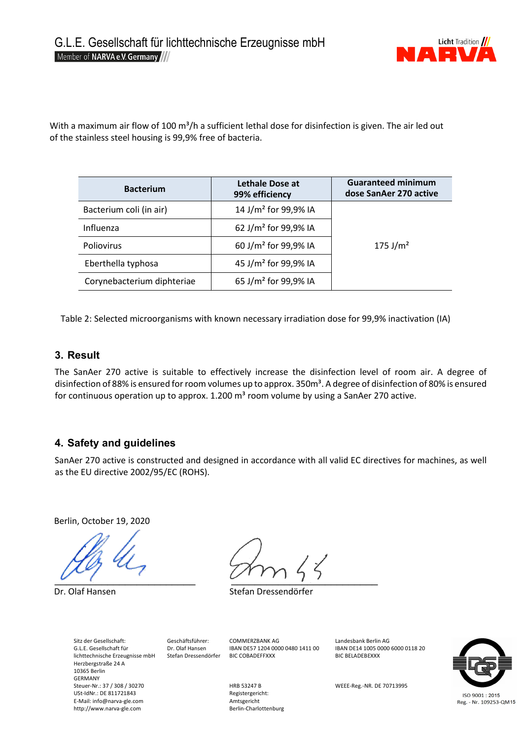With a maximum air flow of 100 m³/h a sufficient lethal dose for disinfection is given. The air led out of the stainless steel housing is 99,9% free of bacteria.

| Bacterium | Lethale Dose at 99% efficiency | Guaranteed minimum dose SanAer 270 active |
|---|---|---|
| Bacterium coli (in air) | 14 J/m² for 99,9% IA | 175 J/m² |
| Influenza | 62 J/m² for 99,9% IA | |
| Poliovirus | 60 J/m² for 99,9% IA | |
| Eberthella typhosa | 45 J/m² for 99,9% IA | |
| Corynebacterium diphteriae | 65 J/m² for 99,9% IA | |

Table 2: Selected microorganisms with known necessary irradiation dose for 99,9% inactivation (IA)

## 3. Result

The SanAer 270 active is suitable to effectively increase the disinfection level of room air. A degree of disinfection of 88% is ensured for room volumes up to approx. 350m³. A degree of disinfection of 80% is ensured for continuous operation up to approx. 1.200 m³ room volume by using a SanAer 270 active.

## 4. Safety and guidelines

SanAer 270 active is constructed and designed in accordance with all valid EC directives for machines, as well as the EU directive 2002/95/EC (ROHS).

Berlin, October 19, 2020

Dr. Olaf Hansen

Stefan Dressendörfer

Sitz der Gesellschaft:
G.L.E. Gesellschaft für lichttechnische Erzeugnisse mbH
Herzbergstraße 24 A
10365 Berlin
GERMANY
Steuer-Nr.: 37 / 308 / 30270
USt-IdNr.: DE 811721843
E-Mail: info@narva-gle.com
http://www.narva-gle.com

Geschäftsführer:
Dr. Olaf Hansen
Stefan Dressendörfer

COMMERZBANK AG
IBAN DE57 1204 0000 0480 1411 00
BIC COBADEFFXXX

HRB 53247 B
Registergericht:
Amtsgericht
Berlin-Charlottenburg

Landesbank Berlin AG
IBAN DE14 1005 0000 6000 0118 20
BIC BELADEBEXXX

WEEE-Reg.-NR. DE 70713995

ISO 9001 : 2015
Reg. - Nr. 109253-QM15